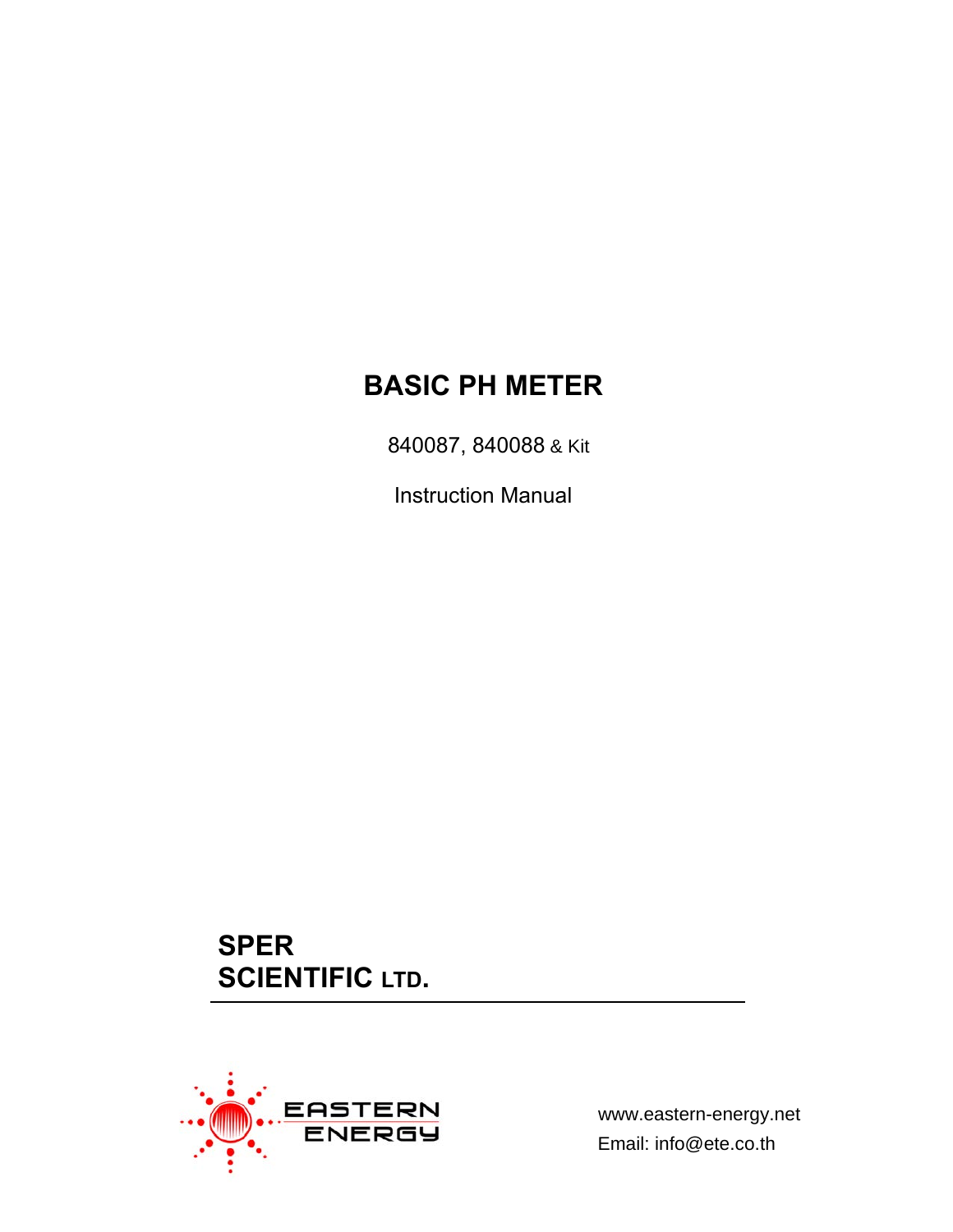# BASIC PH METER

840087, 840088 & Kit

Instruction Manual

**SPER SCIENTIFIC LTD.**

EASTERN ENERGY

www.eastern-energy.net

Email: info@ete.co.th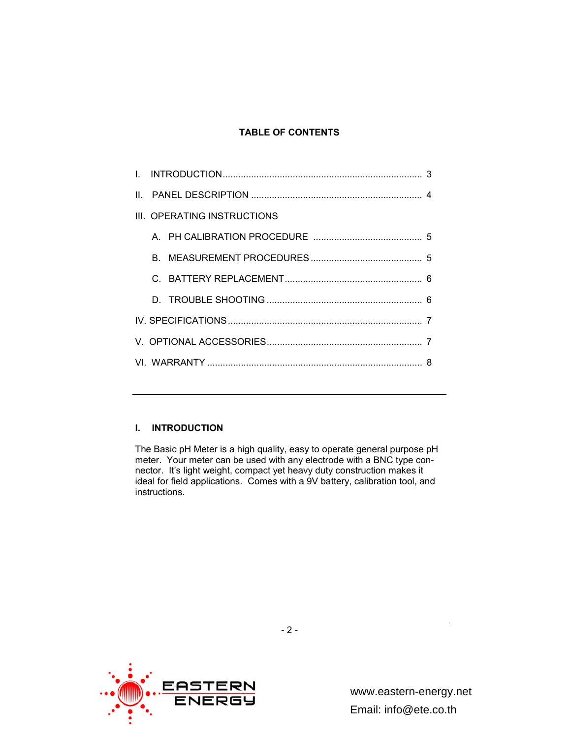## TABLE OF CONTENTS

I. INTRODUCTION ............................................................................ 3

II. PANEL DESCRIPTION ................................................................. 4

III. OPERATING INSTRUCTIONS

- A. PH CALIBRATION PROCEDURE .......................................... 5
- B. MEASUREMENT PROCEDURES ........................................... 5
- C. BATTERY REPLACEMENT ..................................................... 6
- D. TROUBLE SHOOTING ............................................................ 6

IV. SPECIFICATIONS .......................................................................... 7

V. OPTIONAL ACCESSORIES ............................................................ 7

VI. WARRANTY .................................................................................. 8

---

## I. INTRODUCTION

The Basic pH Meter is a high quality, easy to operate general purpose pH meter. Your meter can be used with any electrode with a BNC type connector. It's light weight, compact yet heavy duty construction makes it ideal for field applications. Comes with a 9V battery, calibration tool, and instructions.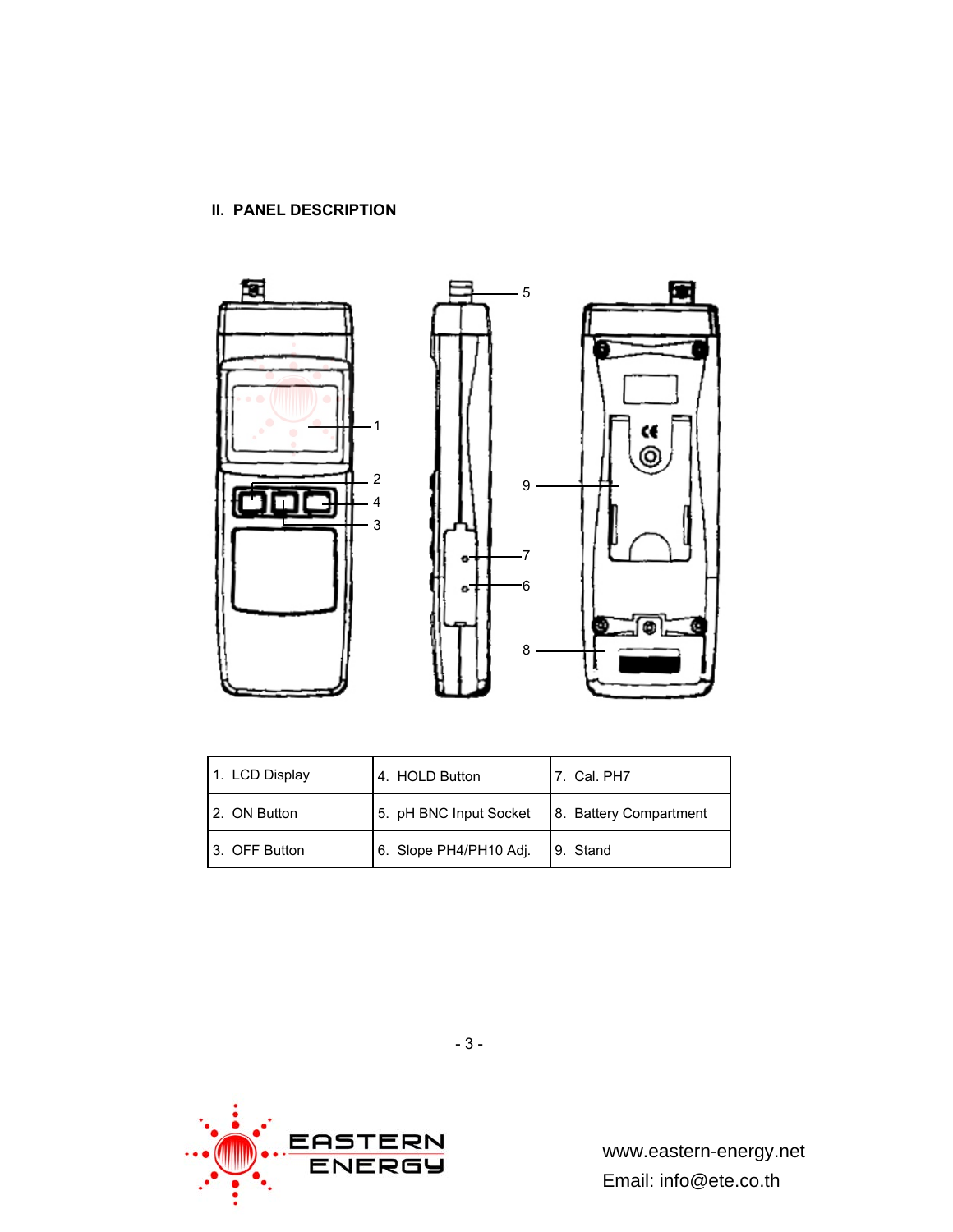## II. PANEL DESCRIPTION

| 1. LCD Display | 4. HOLD Button | 7. Cal. PH7 |
|---|---|---|
| 2. ON Button | 5. pH BNC Input Socket | 8. Battery Compartment |
| 3. OFF Button | 6. Slope PH4/PH10 Adj. | 9. Stand |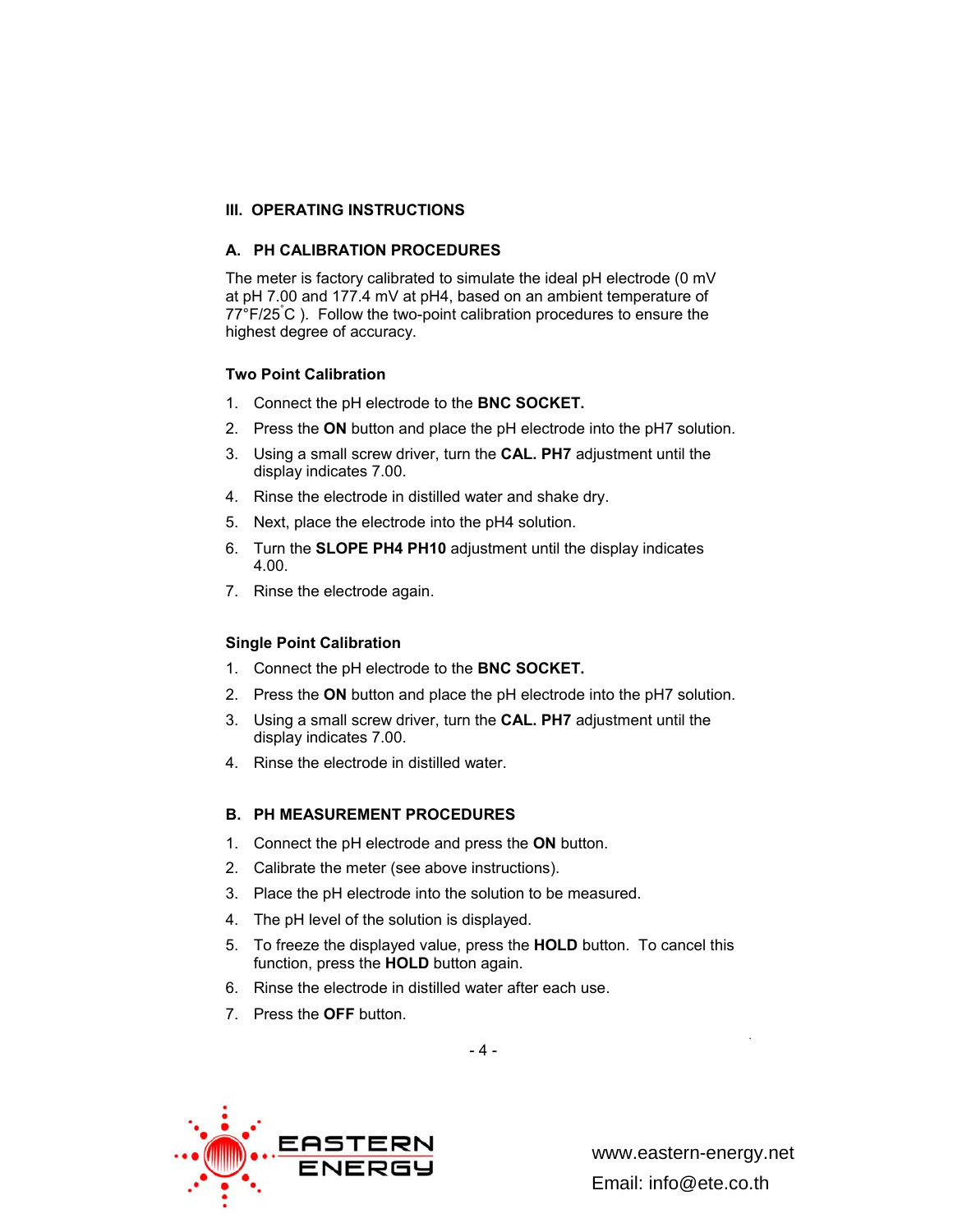## III. OPERATING INSTRUCTIONS

### A. PH CALIBRATION PROCEDURES

The meter is factory calibrated to simulate the ideal pH electrode (0 mV at pH 7.00 and 177.4 mV at pH4, based on an ambient temperature of 77°F/25°C ). Follow the two-point calibration procedures to ensure the highest degree of accuracy.

#### Two Point Calibration

1. Connect the pH electrode to the **BNC SOCKET.**
2. Press the **ON** button and place the pH electrode into the pH7 solution.
3. Using a small screw driver, turn the **CAL. PH7** adjustment until the display indicates 7.00.
4. Rinse the electrode in distilled water and shake dry.
5. Next, place the electrode into the pH4 solution.
6. Turn the **SLOPE PH4 PH10** adjustment until the display indicates 4.00.
7. Rinse the electrode again.

#### Single Point Calibration

1. Connect the pH electrode to the **BNC SOCKET.**
2. Press the **ON** button and place the pH electrode into the pH7 solution.
3. Using a small screw driver, turn the **CAL. PH7** adjustment until the display indicates 7.00.
4. Rinse the electrode in distilled water.

### B. PH MEASUREMENT PROCEDURES

1. Connect the pH electrode and press the **ON** button.
2. Calibrate the meter (see above instructions).
3. Place the pH electrode into the solution to be measured.
4. The pH level of the solution is displayed.
5. To freeze the displayed value, press the **HOLD** button. To cancel this function, press the **HOLD** button again.
6. Rinse the electrode in distilled water after each use.
7. Press the **OFF** button.

EASTERN ENERGY

www.eastern-energy.net
Email: info@ete.co.th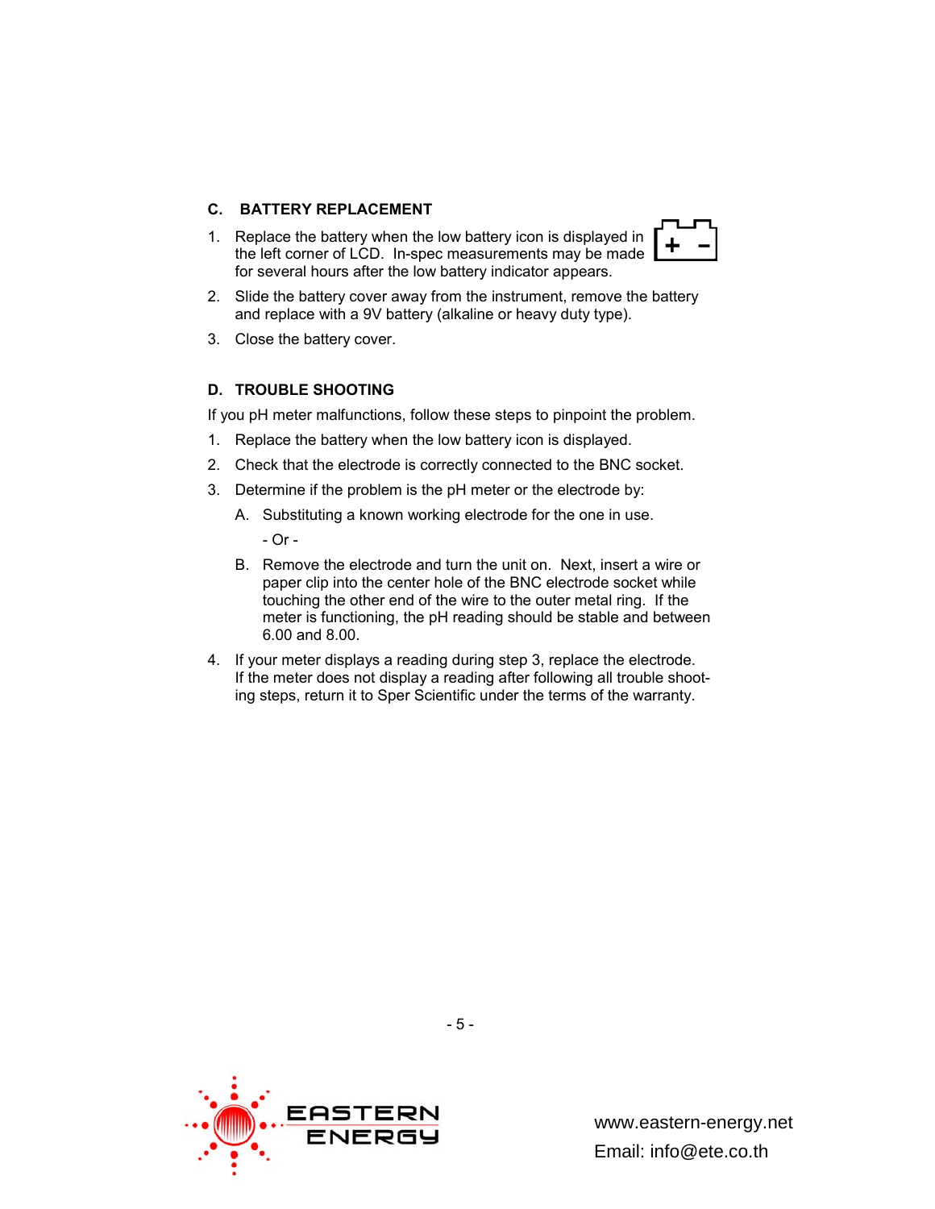## C. BATTERY REPLACEMENT

1. Replace the battery when the low battery icon is displayed in the left corner of LCD. In-spec measurements may be made for several hours after the low battery indicator appears.
2. Slide the battery cover away from the instrument, remove the battery and replace with a 9V battery (alkaline or heavy duty type).
3. Close the battery cover.

## D. TROUBLE SHOOTING

If you pH meter malfunctions, follow these steps to pinpoint the problem.

1. Replace the battery when the low battery icon is displayed.
2. Check that the electrode is correctly connected to the BNC socket.
3. Determine if the problem is the pH meter or the electrode by:
   - A. Substituting a known working electrode for the one in use.

     - Or -
   - B. Remove the electrode and turn the unit on. Next, insert a wire or paper clip into the center hole of the BNC electrode socket while touching the other end of the wire to the outer metal ring. If the meter is functioning, the pH reading should be stable and between 6.00 and 8.00.
4. If your meter displays a reading during step 3, replace the electrode. If the meter does not display a reading after following all trouble shooting steps, return it to Sper Scientific under the terms of the warranty.

www.eastern-energy.net
Email: info@ete.co.th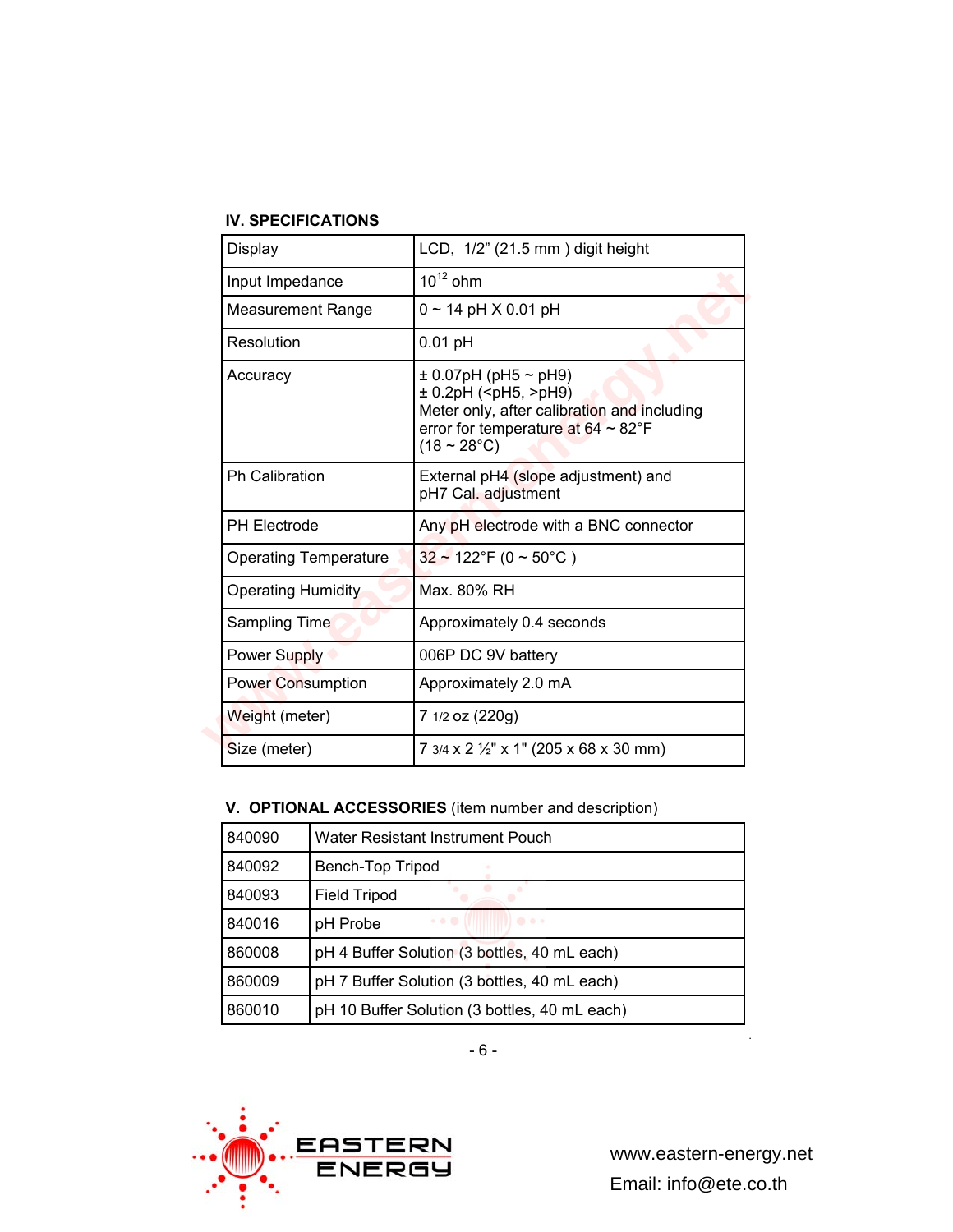## IV. SPECIFICATIONS

| | |
|---|---|
| Display | LCD, 1/2" (21.5 mm ) digit height |
| Input Impedance | $10^{12}$ ohm |
| Measurement Range | 0 ~ 14 pH X 0.01 pH |
| Resolution | 0.01 pH |
| Accuracy | ± 0.07pH (pH5 ~ pH9)<br>± 0.2pH (<pH5, >pH9)<br>Meter only, after calibration and including error for temperature at 64 ~ 82°F (18 ~ 28°C) |
| Ph Calibration | External pH4 (slope adjustment) and pH7 Cal. adjustment |
| PH Electrode | Any pH electrode with a BNC connector |
| Operating Temperature | 32 ~ 122°F (0 ~ 50°C ) |
| Operating Humidity | Max. 80% RH |
| Sampling Time | Approximately 0.4 seconds |
| Power Supply | 006P DC 9V battery |
| Power Consumption | Approximately 2.0 mA |
| Weight (meter) | 7 1/2 oz (220g) |
| Size (meter) | 7 3/4 x 2 ½" x 1" (205 x 68 x 30 mm) |

## V. OPTIONAL ACCESSORIES (item number and description)

| | |
|---|---|
| 840090 | Water Resistant Instrument Pouch |
| 840092 | Bench-Top Tripod |
| 840093 | Field Tripod |
| 840016 | pH Probe |
| 860008 | pH 4 Buffer Solution (3 bottles, 40 mL each) |
| 860009 | pH 7 Buffer Solution (3 bottles, 40 mL each) |
| 860010 | pH 10 Buffer Solution (3 bottles, 40 mL each) |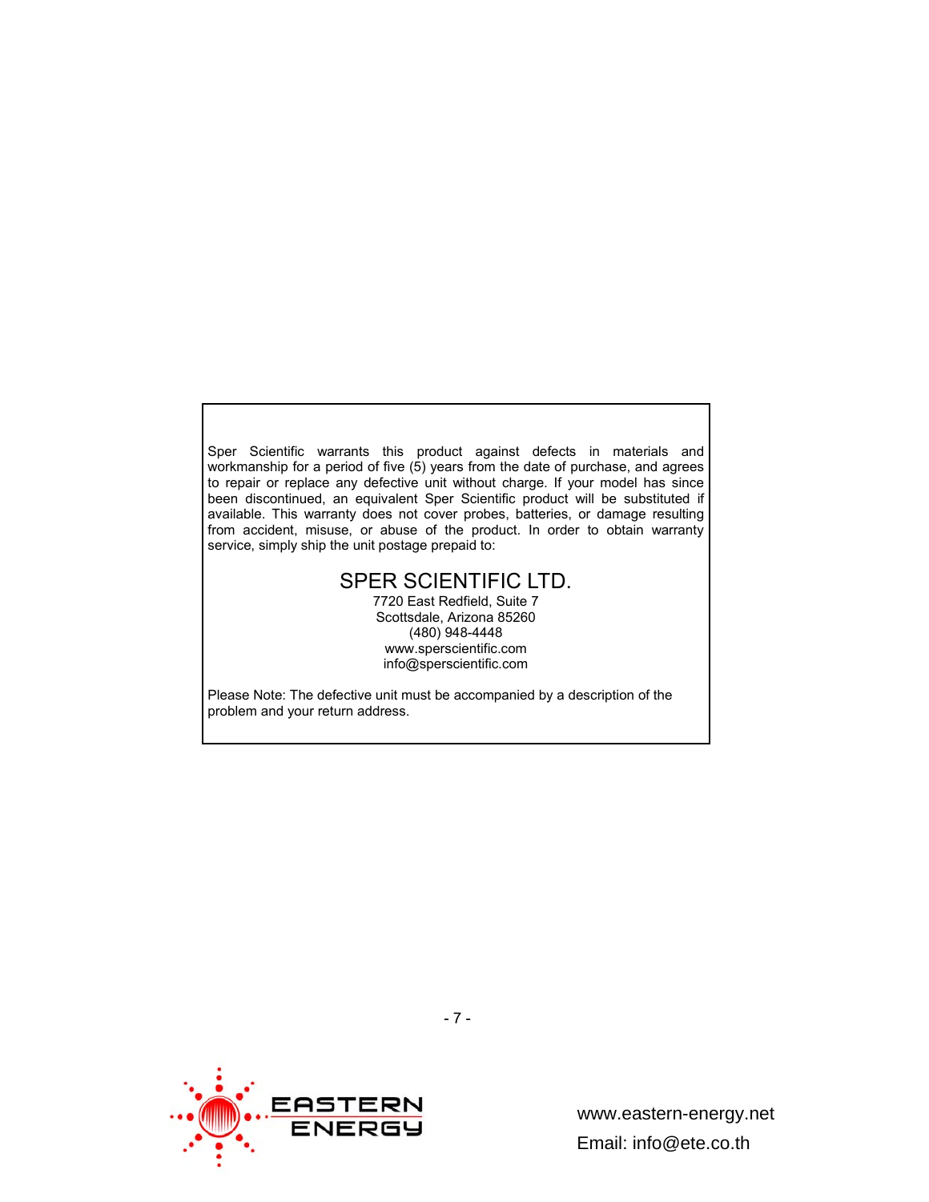Sper Scientific warrants this product against defects in materials and workmanship for a period of five (5) years from the date of purchase, and agrees to repair or replace any defective unit without charge. If your model has since been discontinued, an equivalent Sper Scientific product will be substituted if available. This warranty does not cover probes, batteries, or damage resulting from accident, misuse, or abuse of the product. In order to obtain warranty service, simply ship the unit postage prepaid to:

SPER SCIENTIFIC LTD.
7720 East Redfield, Suite 7
Scottsdale, Arizona 85260
(480) 948-4448
www.sperscientific.com
info@sperscientific.com

Please Note: The defective unit must be accompanied by a description of the problem and your return address.

EASTERN ENERGY

www.eastern-energy.net
Email: info@ete.co.th